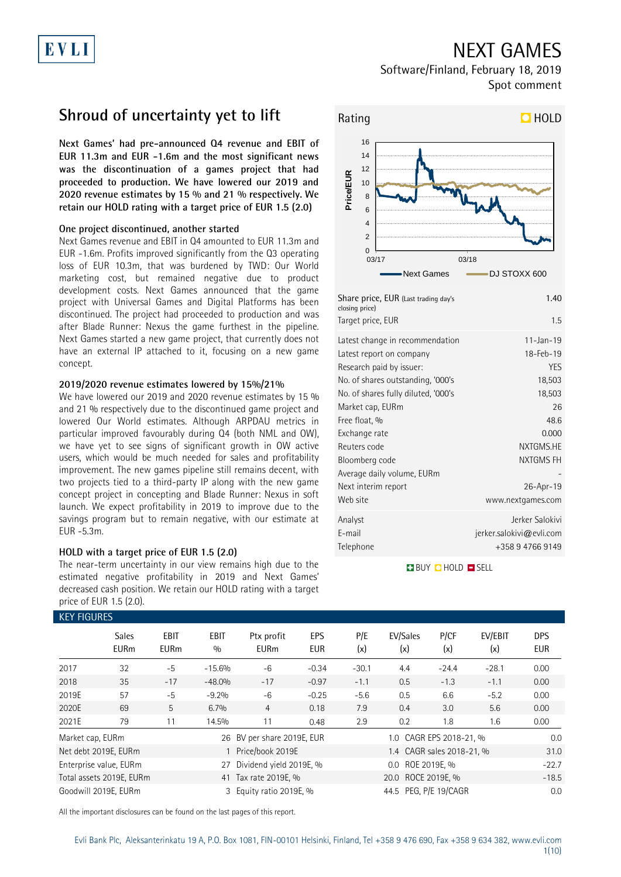# NEXT GAMES

Software/Finland, February 18, 2019
Spot comment

## Shroud of uncertainty yet to lift

**Next Games' had pre-announced Q4 revenue and EBIT of EUR 11.3m and EUR -1.6m and the most significant news was the discontinuation of a games project that had proceeded to production. We have lowered our 2019 and 2020 revenue estimates by 15 % and 21 % respectively. We retain our HOLD rating with a target price of EUR 1.5 (2.0)**

### One project discontinued, another started

Next Games revenue and EBIT in Q4 amounted to EUR 11.3m and EUR -1.6m. Profits improved significantly from the Q3 operating loss of EUR 10.3m, that was burdened by TWD: Our World marketing cost, but remained negative due to product development costs. Next Games announced that the game project with Universal Games and Digital Platforms has been discontinued. The project had proceeded to production and was after Blade Runner: Nexus the game furthest in the pipeline. Next Games started a new game project, that currently does not have an external IP attached to it, focusing on a new game concept.

### 2019/2020 revenue estimates lowered by 15%/21%

We have lowered our 2019 and 2020 revenue estimates by 15 % and 21 % respectively due to the discontinued game project and lowered Our World estimates. Although ARPDAU metrics in particular improved favourably during Q4 (both NML and OW), we have yet to see signs of significant growth in OW active users, which would be much needed for sales and profitability improvement. The new games pipeline still remains decent, with two projects tied to a third-party IP along with the new game concept project in concepting and Blade Runner: Nexus in soft launch. We expect profitability in 2019 to improve due to the savings program but to remain negative, with our estimate at EUR -5.3m.

### HOLD with a target price of EUR 1.5 (2.0)

The near-term uncertainty in our view remains high due to the estimated negative profitability in 2019 and Next Games' decreased cash position. We retain our HOLD rating with a target price of EUR 1.5 (2.0).

**Rating: HOLD**

| | |
|---|---|
| Share price, EUR (Last trading day's closing price) | 1.40 |
| Target price, EUR | 1.5 |
| Latest change in recommendation | 11-Jan-19 |
| Latest report on company | 18-Feb-19 |
| Research paid by issuer: | YES |
| No. of shares outstanding, '000's | 18,503 |
| No. of shares fully diluted, '000's | 18,503 |
| Market cap, EURm | 26 |
| Free float, % | 48.6 |
| Exchange rate | 0.000 |
| Reuters code | NXTGMS.HE |
| Bloomberg code | NXTGMS FH |
| Average daily volume, EURm | - |
| Next interim report | 26-Apr-19 |
| Web site | www.nextgames.com |
| Analyst | Jerker Salokivi |
| E-mail | jerker.salokivi@evli.com |
| Telephone | +358 9 4766 9149 |

BUY HOLD SELL

### KEY FIGURES

| | Sales EURm | EBIT EURm | EBIT % | Ptx profit EURm | EPS EUR | P/E (x) | EV/Sales (x) | P/CF (x) | EV/EBIT (x) | DPS EUR |
|---|---|---|---|---|---|---|---|---|---|---|
| 2017 | 32 | -5 | -15.6% | -6 | -0.34 | -30.1 | 4.4 | -24.4 | -28.1 | 0.00 |
| 2018 | 35 | -17 | -48.0% | -17 | -0.97 | -1.1 | 0.5 | -1.3 | -1.1 | 0.00 |
| 2019E | 57 | -5 | -9.2% | -6 | -0.25 | -5.6 | 0.5 | 6.6 | -5.2 | 0.00 |
| 2020E | 69 | 5 | 6.7% | 4 | 0.18 | 7.9 | 0.4 | 3.0 | 5.6 | 0.00 |
| 2021E | 79 | 11 | 14.5% | 11 | 0.48 | 2.9 | 0.2 | 1.8 | 1.6 | 0.00 |

| | | | | | |
|---|---|---|---|---|---|
| Market cap, EURm | 26 | BV per share 2019E, EUR | 1.0 | CAGR EPS 2018-21, % | 0.0 |
| Net debt 2019E, EURm | 1 | Price/book 2019E | 1.4 | CAGR sales 2018-21, % | 31.0 |
| Enterprise value, EURm | 27 | Dividend yield 2019E, % | 0.0 | ROE 2019E, % | -22.7 |
| Total assets 2019E, EURm | 41 | Tax rate 2019E, % | 20.0 | ROCE 2019E, % | -18.5 |
| Goodwill 2019E, EURm | 3 | Equity ratio 2019E, % | 44.5 | PEG, P/E 19/CAGR | 0.0 |

All the important disclosures can be found on the last pages of this report.

Evli Bank Plc, Aleksanterinkatu 19 A, P.O. Box 1081, FIN-00101 Helsinki, Finland, Tel +358 9 476 690, Fax +358 9 634 382, www.evli.com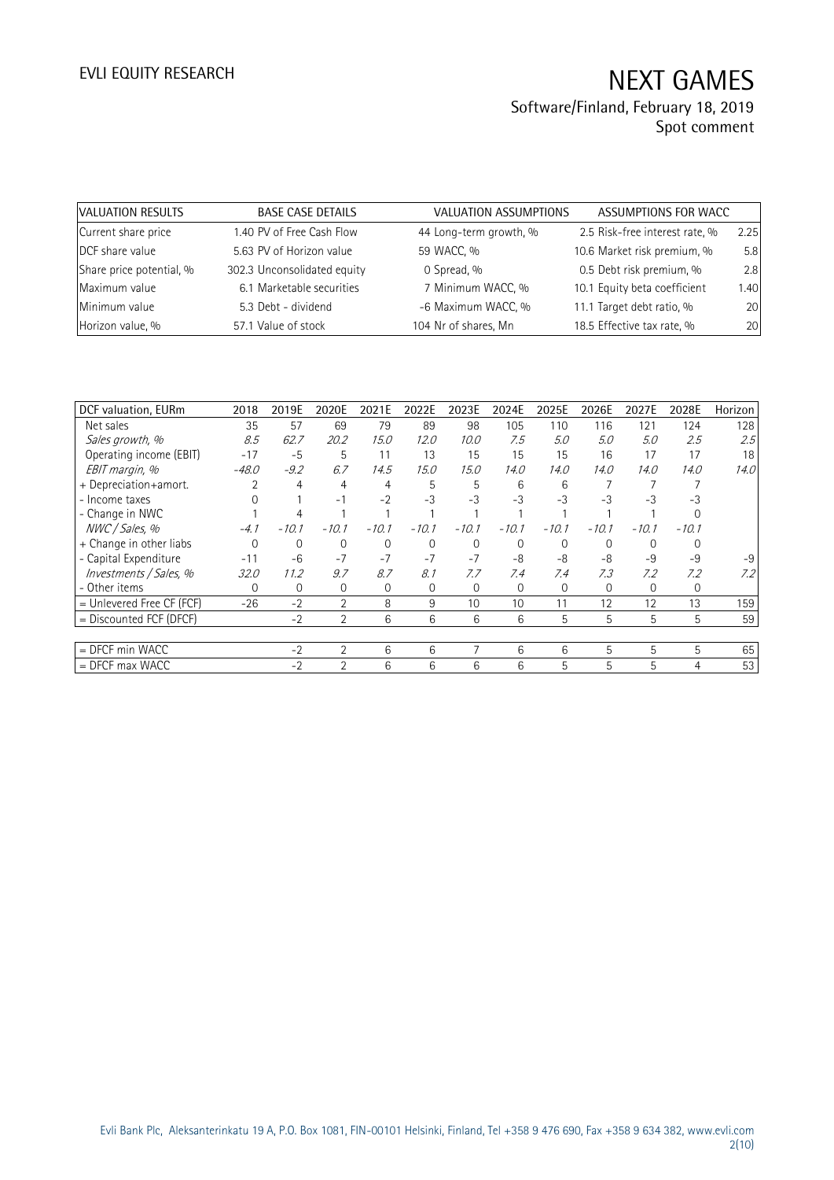| VALUATION RESULTS | | BASE CASE DETAILS | | VALUATION ASSUMPTIONS | | ASSUMPTIONS FOR WACC | |
|---|---|---|---|---|---|---|---|
| Current share price | 1.40 | PV of Free Cash Flow | 44 | Long-term growth, % | 2.5 | Risk-free interest rate, % | 2.25 |
| DCF share value | 5.63 | PV of Horizon value | 59 | WACC, % | 10.6 | Market risk premium, % | 5.8 |
| Share price potential, % | 302.3 | Unconsolidated equity | 0 | Spread, % | 0.5 | Debt risk premium, % | 2.8 |
| Maximum value | 6.1 | Marketable securities | 7 | Minimum WACC, % | 10.1 | Equity beta coefficient | 1.40 |
| Minimum value | 5.3 | Debt - dividend | -6 | Maximum WACC, % | 11.1 | Target debt ratio, % | 20 |
| Horizon value, % | 57.1 | Value of stock | 104 | Nr of shares, Mn | 18.5 | Effective tax rate, % | 20 |

| DCF valuation, EURm | 2018 | 2019E | 2020E | 2021E | 2022E | 2023E | 2024E | 2025E | 2026E | 2027E | 2028E | Horizon |
|---|---|---|---|---|---|---|---|---|---|---|---|---|
| Net sales | 35 | 57 | 69 | 79 | 89 | 98 | 105 | 110 | 116 | 121 | 124 | 128 |
| *Sales growth, %* | *8.5* | *62.7* | *20.2* | *15.0* | *12.0* | *10.0* | *7.5* | *5.0* | *5.0* | *5.0* | *2.5* | *2.5* |
| Operating income (EBIT) | -17 | -5 | 5 | 11 | 13 | 15 | 15 | 15 | 16 | 17 | 17 | 18 |
| *EBIT margin, %* | *-48.0* | *-9.2* | *6.7* | *14.5* | *15.0* | *15.0* | *14.0* | *14.0* | *14.0* | *14.0* | *14.0* | *14.0* |
| + Depreciation+amort. | 2 | 4 | 4 | 4 | 5 | 5 | 6 | 6 | 7 | 7 | 7 | |
| - Income taxes | 0 | 1 | -1 | -2 | -3 | -3 | -3 | -3 | -3 | -3 | -3 | |
| - Change in NWC | 1 | 4 | 1 | 1 | 1 | 1 | 1 | 1 | 1 | 1 | 0 | |
| *NWC / Sales, %* | *-4.1* | *-10.1* | *-10.1* | *-10.1* | *-10.1* | *-10.1* | *-10.1* | *-10.1* | *-10.1* | *-10.1* | *-10.1* | |
| + Change in other liabs | 0 | 0 | 0 | 0 | 0 | 0 | 0 | 0 | 0 | 0 | 0 | |
| - Capital Expenditure | -11 | -6 | -7 | -7 | -7 | -7 | -8 | -8 | -8 | -9 | -9 | -9 |
| *Investments / Sales, %* | *32.0* | *11.2* | *9.7* | *8.7* | *8.1* | *7.7* | *7.4* | *7.4* | *7.3* | *7.2* | *7.2* | *7.2* |
| - Other items | 0 | 0 | 0 | 0 | 0 | 0 | 0 | 0 | 0 | 0 | 0 | |
| = Unlevered Free CF (FCF) | -26 | -2 | 2 | 8 | 9 | 10 | 10 | 11 | 12 | 12 | 13 | 159 |
| = Discounted FCF (DFCF) | | -2 | 2 | 6 | 6 | 6 | 6 | 5 | 5 | 5 | 5 | 59 |
| | | | | | | | | | | | | |
| = DFCF min WACC | | -2 | 2 | 6 | 6 | 7 | 6 | 6 | 5 | 5 | 5 | 65 |
| = DFCF max WACC | | -2 | 2 | 6 | 6 | 6 | 6 | 5 | 5 | 5 | 4 | 53 |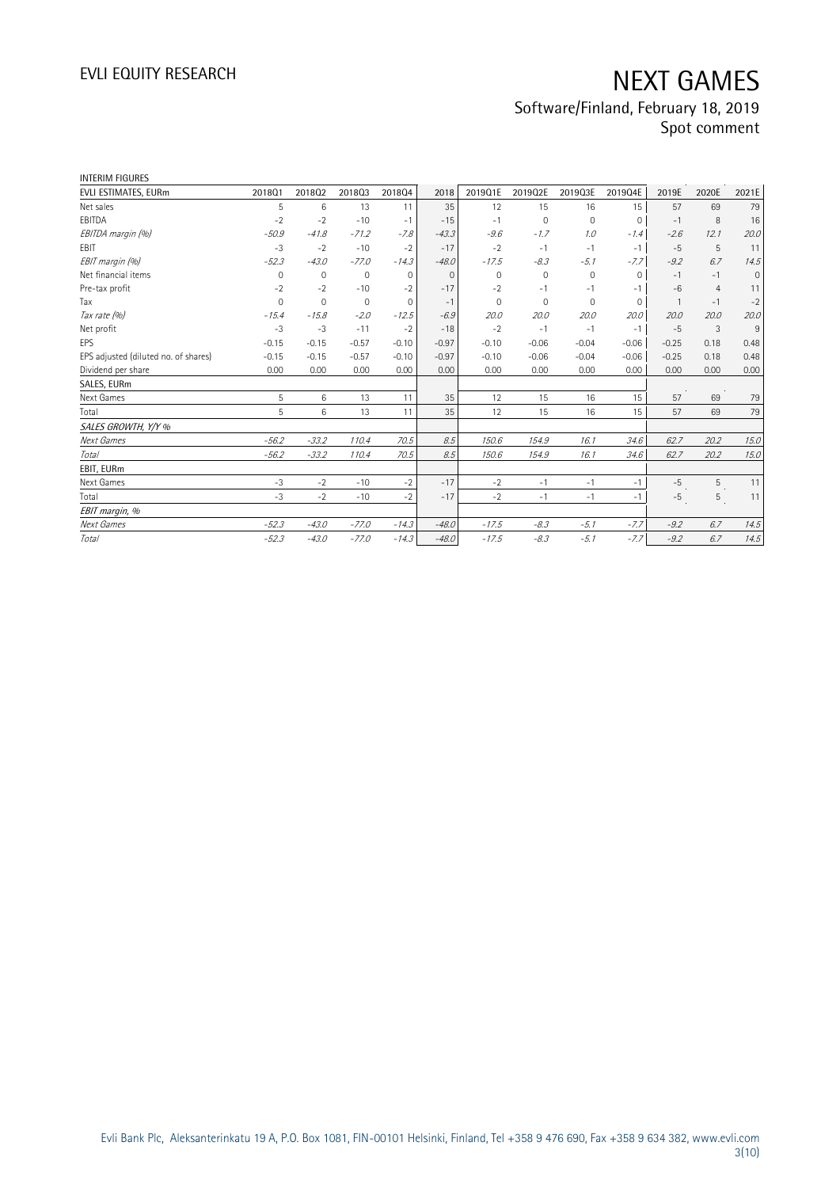INTERIM FIGURES

| EVLI ESTIMATES, EURm | 2018Q1 | 2018Q2 | 2018Q3 | 2018Q4 | 2018 | 2019Q1E | 2019Q2E | 2019Q3E | 2019Q4E | 2019E | 2020E | 2021E |
|---|---|---|---|---|---|---|---|---|---|---|---|---|
| Net sales | 5 | 6 | 13 | 11 | 35 | 12 | 15 | 16 | 15 | 57 | 69 | 79 |
| EBITDA | -2 | -2 | -10 | -1 | -15 | -1 | 0 | 0 | 0 | -1 | 8 | 16 |
| *EBITDA margin (%)* | *-50.9* | *-41.8* | *-71.2* | *-7.8* | *-43.3* | *-9.6* | *-1.7* | *1.0* | *-1.4* | *-2.6* | *12.1* | *20.0* |
| EBIT | -3 | -2 | -10 | -2 | -17 | -2 | -1 | -1 | -1 | -5 | 5 | 11 |
| *EBIT margin (%)* | *-52.3* | *-43.0* | *-77.0* | *-14.3* | *-48.0* | *-17.5* | *-8.3* | *-5.1* | *-7.7* | *-9.2* | *6.7* | *14.5* |
| Net financial items | 0 | 0 | 0 | 0 | 0 | 0 | 0 | 0 | 0 | -1 | -1 | 0 |
| Pre-tax profit | -2 | -2 | -10 | -2 | -17 | -2 | -1 | -1 | -1 | -6 | 4 | 11 |
| Tax | 0 | 0 | 0 | 0 | -1 | 0 | 0 | 0 | 0 | 1 | -1 | -2 |
| *Tax rate (%)* | *-15.4* | *-15.8* | *-2.0* | *-12.5* | *-6.9* | *20.0* | *20.0* | *20.0* | *20.0* | *20.0* | *20.0* | *20.0* |
| Net profit | -3 | -3 | -11 | -2 | -18 | -2 | -1 | -1 | -1 | -5 | 3 | 9 |
| EPS | -0.15 | -0.15 | -0.57 | -0.10 | -0.97 | -0.10 | -0.06 | -0.04 | -0.06 | -0.25 | 0.18 | 0.48 |
| EPS adjusted (diluted no. of shares) | -0.15 | -0.15 | -0.57 | -0.10 | -0.97 | -0.10 | -0.06 | -0.04 | -0.06 | -0.25 | 0.18 | 0.48 |
| Dividend per share | 0.00 | 0.00 | 0.00 | 0.00 | 0.00 | 0.00 | 0.00 | 0.00 | 0.00 | 0.00 | 0.00 | 0.00 |
| **SALES, EURm** | | | | | | | | | | | | |
| Next Games | 5 | 6 | 13 | 11 | 35 | 12 | 15 | 16 | 15 | 57 | 69 | 79 |
| Total | 5 | 6 | 13 | 11 | 35 | 12 | 15 | 16 | 15 | 57 | 69 | 79 |
| *SALES GROWTH, Y/Y %* | | | | | | | | | | | | |
| *Next Games* | *-56.2* | *-33.2* | *110.4* | *70.5* | *8.5* | *150.6* | *154.9* | *16.1* | *34.6* | *62.7* | *20.2* | *15.0* |
| *Total* | *-56.2* | *-33.2* | *110.4* | *70.5* | *8.5* | *150.6* | *154.9* | *16.1* | *34.6* | *62.7* | *20.2* | *15.0* |
| **EBIT, EURm** | | | | | | | | | | | | |
| Next Games | -3 | -2 | -10 | -2 | -17 | -2 | -1 | -1 | -1 | -5 | 5 | 11 |
| Total | -3 | -2 | -10 | -2 | -17 | -2 | -1 | -1 | -1 | -5 | 5 | 11 |
| *EBIT margin, %* | | | | | | | | | | | | |
| *Next Games* | *-52.3* | *-43.0* | *-77.0* | *-14.3* | *-48.0* | *-17.5* | *-8.3* | *-5.1* | *-7.7* | *-9.2* | *6.7* | *14.5* |
| *Total* | *-52.3* | *-43.0* | *-77.0* | *-14.3* | *-48.0* | *-17.5* | *-8.3* | *-5.1* | *-7.7* | *-9.2* | *6.7* | *14.5* |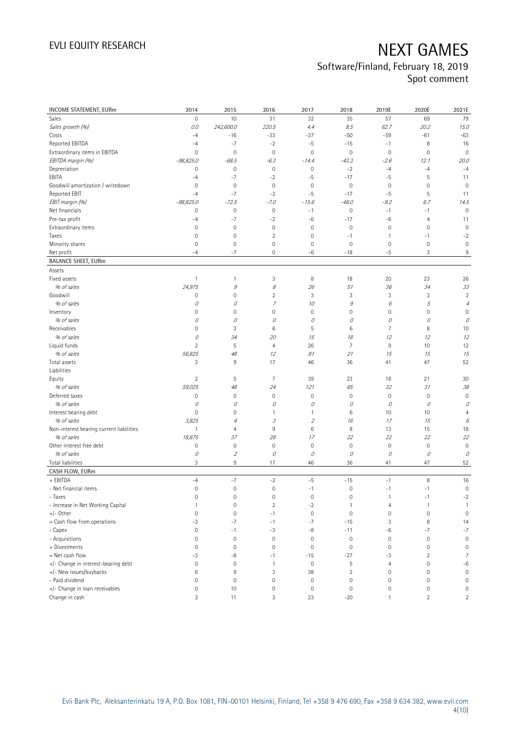# NEXT GAMES

Software/Finland, February 18, 2019
Spot comment

| INCOME STATEMENT, EURm | 2014 | 2015 | 2016 | 2017 | 2018 | 2019E | 2020E | 2021E |
|---|---|---|---|---|---|---|---|---|
| Sales | 0 | 10 | 31 | 32 | 35 | 57 | 69 | 79 |
| *Sales growth (%)* | *0.0* | *242,600.0* | *220.5* | *4.4* | *8.5* | *62.7* | *20.2* | *15.0* |
| Costs | -4 | -16 | -33 | -37 | -50 | -59 | -61 | -63 |
| Reported EBITDA | -4 | -7 | -2 | -5 | -15 | -1 | 8 | 16 |
| Extraordinary items in EBITDA | 0 | 0 | 0 | 0 | 0 | 0 | 0 | 0 |
| *EBITDA margin (%)* | *-98,825.0* | *-68.5* | *-6.3* | *-14.4* | *-43.3* | *-2.6* | *12.1* | *20.0* |
| Depreciation | 0 | 0 | 0 | 0 | -2 | -4 | -4 | -4 |
| EBITA | -4 | -7 | -2 | -5 | -17 | -5 | 5 | 11 |
| Goodwill amortization / writedown | 0 | 0 | 0 | 0 | 0 | 0 | 0 | 0 |
| Reported EBIT | -4 | -7 | -2 | -5 | -17 | -5 | 5 | 11 |
| *EBIT margin (%)* | *-98,825.0* | *-72.5* | *-7.0* | *-15.6* | *-48.0* | *-9.2* | *6.7* | *14.5* |
| Net financials | 0 | 0 | 0 | -1 | 0 | -1 | -1 | 0 |
| Pre-tax profit | -4 | -7 | -2 | -6 | -17 | -6 | 4 | 11 |
| Extraordinary items | 0 | 0 | 0 | 0 | 0 | 0 | 0 | 0 |
| Taxes | 0 | 0 | 2 | 0 | -1 | 1 | -1 | -2 |
| Minority shares | 0 | 0 | 0 | 0 | 0 | 0 | 0 | 0 |
| Net profit | -4 | -7 | 0 | -6 | -18 | -5 | 3 | 9 |
| **BALANCE SHEET, EURm** | | | | | | | | |
| Assets | | | | | | | | |
| Fixed assets | 1 | 1 | 3 | 8 | 18 | 20 | 23 | 26 |
| *% of sales* | *24,975* | *9* | *8* | *26* | *51* | *36* | *34* | *33* |
| Goodwill | 0 | 0 | 2 | 3 | 3 | 3 | 3 | 3 |
| *% of sales* | *0* | *0* | *7* | *10* | *9* | *6* | *5* | *4* |
| Inventory | 0 | 0 | 0 | 0 | 0 | 0 | 0 | 0 |
| *% of sales* | *0* | *0* | *0* | *0* | *0* | *0* | *0* | *0* |
| Receivables | 0 | 3 | 6 | 5 | 6 | 7 | 8 | 10 |
| *% of sales* | *0* | *34* | *20* | *15* | *18* | *12* | *12* | *12* |
| Liquid funds | 2 | 5 | 4 | 26 | 7 | 9 | 10 | 12 |
| *% of sales* | *56,825* | *48* | *12* | *81* | *21* | *15* | *15* | *15* |
| Total assets | 3 | 9 | 17 | 46 | 36 | 41 | 47 | 52 |
| Liabilities | | | | | | | | |
| Equity | 2 | 5 | 7 | 39 | 23 | 18 | 21 | 30 |
| *% of sales* | *59,025* | *48* | *24* | *121* | *65* | *32* | *31* | *38* |
| Deferred taxes | 0 | 0 | 0 | 0 | 0 | 0 | 0 | 0 |
| *% of sales* | *0* | *0* | *0* | *0* | *0* | *0* | *0* | *0* |
| Interest bearing debt | 0 | 0 | 1 | 1 | 6 | 10 | 10 | 4 |
| *% of sales* | *3,825* | *4* | *3* | *2* | *16* | *17* | *15* | *6* |
| Non-interest bearing current liabilities | 1 | 4 | 9 | 6 | 8 | 13 | 15 | 18 |
| *% of sales* | *18,875* | *37* | *28* | *17* | *22* | *22* | *22* | *22* |
| Other interest free debt | 0 | 0 | 0 | 0 | 0 | 0 | 0 | 0 |
| *% of sales* | *0* | *2* | *0* | *0* | *0* | *0* | *0* | *0* |
| Total liabilities | 3 | 9 | 17 | 46 | 36 | 41 | 47 | 52 |
| **CASH FLOW, EURm** | | | | | | | | |
| + EBITDA | -4 | -7 | -2 | -5 | -15 | -1 | 8 | 16 |
| - Net financial items | 0 | 0 | 0 | -1 | 0 | -1 | -1 | 0 |
| - Taxes | 0 | 0 | 0 | 0 | 0 | 1 | -1 | -2 |
| - Increase in Net Working Capital | 1 | 0 | 2 | -2 | 1 | 4 | 1 | 1 |
| +/- Other | 0 | 0 | -1 | 0 | 0 | 0 | 0 | 0 |
| = Cash flow from operations | -3 | -7 | -1 | -7 | -15 | 3 | 8 | 14 |
| - Capex | 0 | -1 | -3 | -8 | -11 | -6 | -7 | -7 |
| - Acquisitions | 0 | 0 | 0 | 0 | 0 | 0 | 0 | 0 |
| + Divestments | 0 | 0 | 0 | 0 | 0 | 0 | 0 | 0 |
| = Net cash flow | -3 | -8 | -1 | -15 | -27 | -3 | 2 | 7 |
| +/- Change in interest-bearing debt | 0 | 0 | 1 | 0 | 5 | 4 | 0 | -6 |
| +/- New issues/buybacks | 6 | 9 | 3 | 38 | 2 | 0 | 0 | 0 |
| - Paid dividend | 0 | 0 | 0 | 0 | 0 | 0 | 0 | 0 |
| +/- Change in loan receivables | 0 | 10 | 0 | 0 | 0 | 0 | 0 | 0 |
| Change in cash | 3 | 11 | 3 | 23 | -20 | 1 | 2 | 2 |

Evli Bank Plc, Aleksanterinkatu 19 A, P.O. Box 1081, FIN-00101 Helsinki, Finland, Tel +358 9 476 690, Fax +358 9 634 382, www.evli.com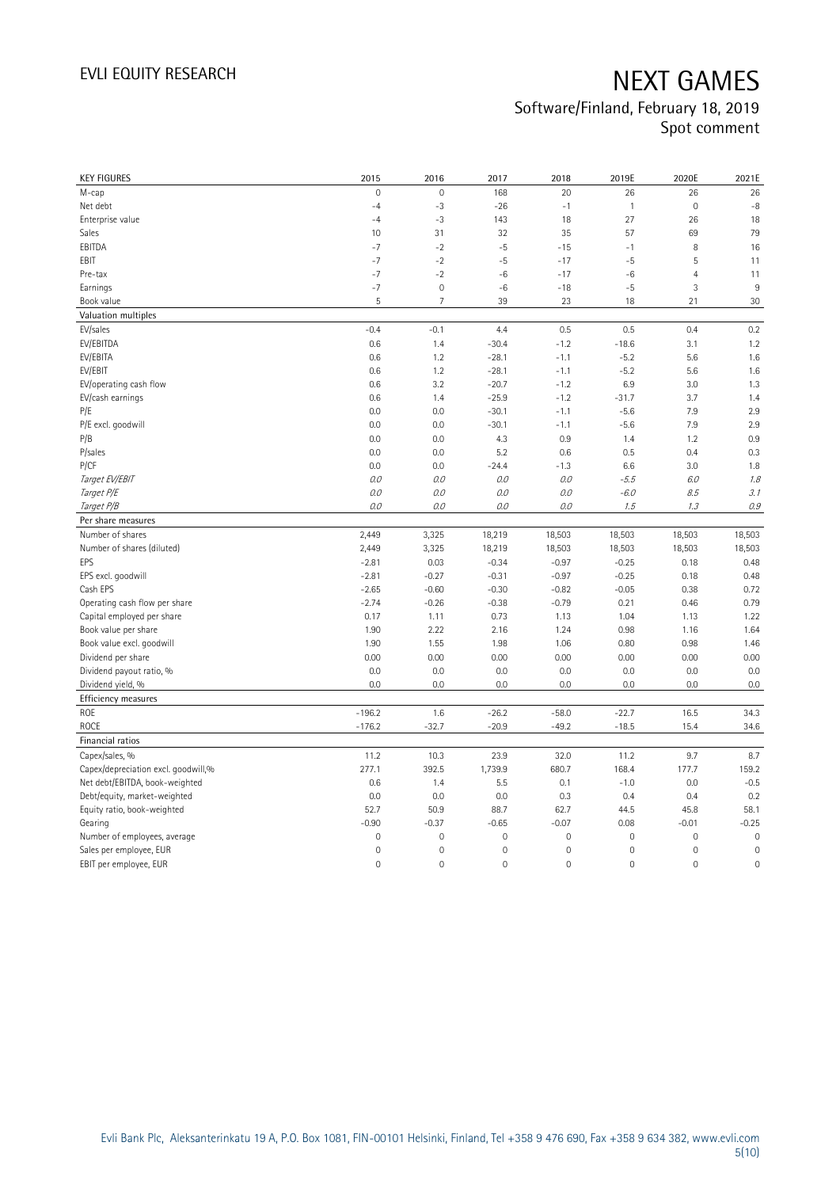# NEXT GAMES

Software/Finland, February 18, 2019
Spot comment

| KEY FIGURES | 2015 | 2016 | 2017 | 2018 | 2019E | 2020E | 2021E |
|---|---|---|---|---|---|---|---|
| M-cap | 0 | 0 | 168 | 20 | 26 | 26 | 26 |
| Net debt | -4 | -3 | -26 | -1 | 1 | 0 | -8 |
| Enterprise value | -4 | -3 | 143 | 18 | 27 | 26 | 18 |
| Sales | 10 | 31 | 32 | 35 | 57 | 69 | 79 |
| EBITDA | -7 | -2 | -5 | -15 | -1 | 8 | 16 |
| EBIT | -7 | -2 | -5 | -17 | -5 | 5 | 11 |
| Pre-tax | -7 | -2 | -6 | -17 | -6 | 4 | 11 |
| Earnings | -7 | 0 | -6 | -18 | -5 | 3 | 9 |
| Book value | 5 | 7 | 39 | 23 | 18 | 21 | 30 |
| **Valuation multiples** | | | | | | | |
| EV/sales | -0.4 | -0.1 | 4.4 | 0.5 | 0.5 | 0.4 | 0.2 |
| EV/EBITDA | 0.6 | 1.4 | -30.4 | -1.2 | -18.6 | 3.1 | 1.2 |
| EV/EBITA | 0.6 | 1.2 | -28.1 | -1.1 | -5.2 | 5.6 | 1.6 |
| EV/EBIT | 0.6 | 1.2 | -28.1 | -1.1 | -5.2 | 5.6 | 1.6 |
| EV/operating cash flow | 0.6 | 3.2 | -20.7 | -1.2 | 6.9 | 3.0 | 1.3 |
| EV/cash earnings | 0.6 | 1.4 | -25.9 | -1.2 | -31.7 | 3.7 | 1.4 |
| P/E | 0.0 | 0.0 | -30.1 | -1.1 | -5.6 | 7.9 | 2.9 |
| P/E excl. goodwill | 0.0 | 0.0 | -30.1 | -1.1 | -5.6 | 7.9 | 2.9 |
| P/B | 0.0 | 0.0 | 4.3 | 0.9 | 1.4 | 1.2 | 0.9 |
| P/sales | 0.0 | 0.0 | 5.2 | 0.6 | 0.5 | 0.4 | 0.3 |
| P/CF | 0.0 | 0.0 | -24.4 | -1.3 | 6.6 | 3.0 | 1.8 |
| *Target EV/EBIT* | *0.0* | *0.0* | *0.0* | *0.0* | *-5.5* | *6.0* | *1.8* |
| *Target P/E* | *0.0* | *0.0* | *0.0* | *0.0* | *-6.0* | *8.5* | *3.1* |
| *Target P/B* | *0.0* | *0.0* | *0.0* | *0.0* | *1.5* | *1.3* | *0.9* |
| **Per share measures** | | | | | | | |
| Number of shares | 2,449 | 3,325 | 18,219 | 18,503 | 18,503 | 18,503 | 18,503 |
| Number of shares (diluted) | 2,449 | 3,325 | 18,219 | 18,503 | 18,503 | 18,503 | 18,503 |
| EPS | -2.81 | 0.03 | -0.34 | -0.97 | -0.25 | 0.18 | 0.48 |
| EPS excl. goodwill | -2.81 | -0.27 | -0.31 | -0.97 | -0.25 | 0.18 | 0.48 |
| Cash EPS | -2.65 | -0.60 | -0.30 | -0.82 | -0.05 | 0.38 | 0.72 |
| Operating cash flow per share | -2.74 | -0.26 | -0.38 | -0.79 | 0.21 | 0.46 | 0.79 |
| Capital employed per share | 0.17 | 1.11 | 0.73 | 1.13 | 1.04 | 1.13 | 1.22 |
| Book value per share | 1.90 | 2.22 | 2.16 | 1.24 | 0.98 | 1.16 | 1.64 |
| Book value excl. goodwill | 1.90 | 1.55 | 1.98 | 1.06 | 0.80 | 0.98 | 1.46 |
| Dividend per share | 0.00 | 0.00 | 0.00 | 0.00 | 0.00 | 0.00 | 0.00 |
| Dividend payout ratio, % | 0.0 | 0.0 | 0.0 | 0.0 | 0.0 | 0.0 | 0.0 |
| Dividend yield, % | 0.0 | 0.0 | 0.0 | 0.0 | 0.0 | 0.0 | 0.0 |
| **Efficiency measures** | | | | | | | |
| ROE | -196.2 | 1.6 | -26.2 | -58.0 | -22.7 | 16.5 | 34.3 |
| ROCE | -176.2 | -32.7 | -20.9 | -49.2 | -18.5 | 15.4 | 34.6 |
| **Financial ratios** | | | | | | | |
| Capex/sales, % | 11.2 | 10.3 | 23.9 | 32.0 | 11.2 | 9.7 | 8.7 |
| Capex/depreciation excl. goodwill,% | 277.1 | 392.5 | 1,739.9 | 680.7 | 168.4 | 177.7 | 159.2 |
| Net debt/EBITDA, book-weighted | 0.6 | 1.4 | 5.5 | 0.1 | -1.0 | 0.0 | -0.5 |
| Debt/equity, market-weighted | 0.0 | 0.0 | 0.0 | 0.3 | 0.4 | 0.4 | 0.2 |
| Equity ratio, book-weighted | 52.7 | 50.9 | 88.7 | 62.7 | 44.5 | 45.8 | 58.1 |
| Gearing | -0.90 | -0.37 | -0.65 | -0.07 | 0.08 | -0.01 | -0.25 |
| Number of employees, average | 0 | 0 | 0 | 0 | 0 | 0 | 0 |
| Sales per employee, EUR | 0 | 0 | 0 | 0 | 0 | 0 | 0 |
| EBIT per employee, EUR | 0 | 0 | 0 | 0 | 0 | 0 | 0 |

Evli Bank Plc, Aleksanterinkatu 19 A, P.O. Box 1081, FIN-00101 Helsinki, Finland, Tel +358 9 476 690, Fax +358 9 634 382, www.evli.com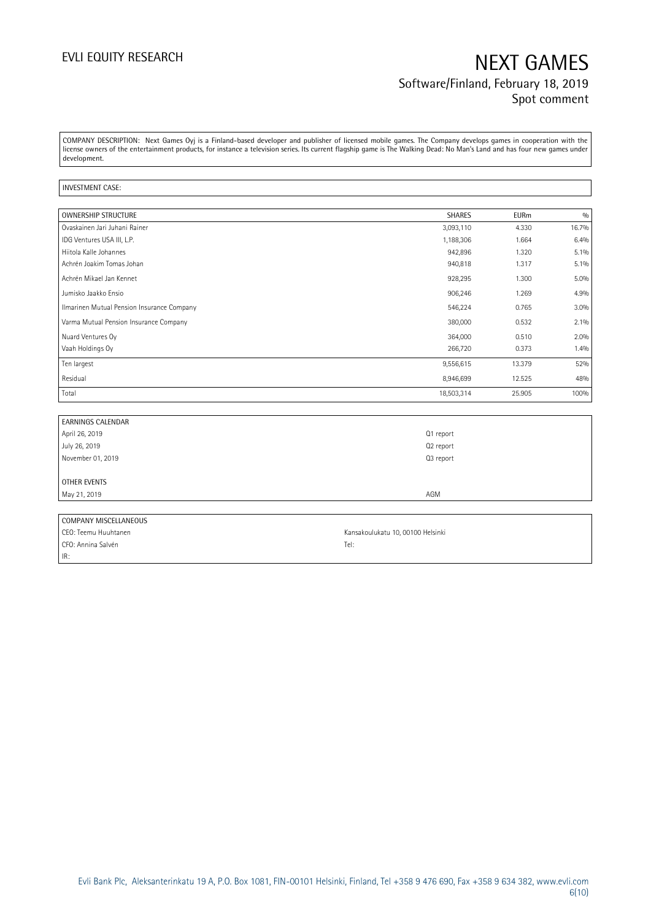COMPANY DESCRIPTION: Next Games Oyj is a Finland-based developer and publisher of licensed mobile games. The Company develops games in cooperation with the license owners of the entertainment products, for instance a television series. Its current flagship game is The Walking Dead: No Man's Land and has four new games under development.

INVESTMENT CASE:

| OWNERSHIP STRUCTURE | SHARES | EURm | % |
|---|---|---|---|
| Ovaskainen Jari Juhani Rainer | 3,093,110 | 4.330 | 16.7% |
| IDG Ventures USA III, L.P. | 1,188,306 | 1.664 | 6.4% |
| Hiitola Kalle Johannes | 942,896 | 1.320 | 5.1% |
| Achrén Joakim Tomas Johan | 940,818 | 1.317 | 5.1% |
| Achrén Mikael Jan Kennet | 928,295 | 1.300 | 5.0% |
| Jumisko Jaakko Ensio | 906,246 | 1.269 | 4.9% |
| Ilmarinen Mutual Pension Insurance Company | 546,224 | 0.765 | 3.0% |
| Varma Mutual Pension Insurance Company | 380,000 | 0.532 | 2.1% |
| Nuard Ventures Oy | 364,000 | 0.510 | 2.0% |
| Vaah Holdings Oy | 266,720 | 0.373 | 1.4% |
| Ten largest | 9,556,615 | 13.379 | 52% |
| Residual | 8,946,699 | 12.525 | 48% |
| Total | 18,503,314 | 25.905 | 100% |

| EARNINGS CALENDAR | |
|---|---|
| April 26, 2019 | Q1 report |
| July 26, 2019 | Q2 report |
| November 01, 2019 | Q3 report |
| | |
| OTHER EVENTS | |
| May 21, 2019 | AGM |

| COMPANY MISCELLANEOUS | |
|---|---|
| CEO: Teemu Huuhtanen | Kansakoulukatu 10, 00100 Helsinki |
| CFO: Annina Salvén | Tel: |
| IR: | |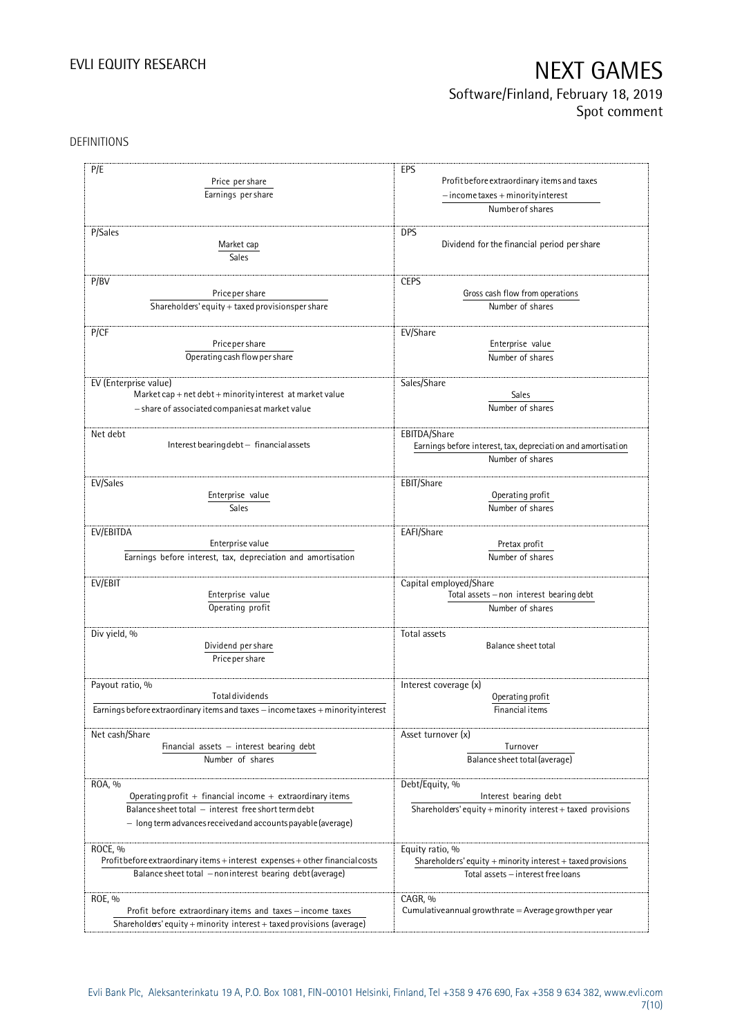DEFINITIONS

| P/E | EPS |
|---|---|
| $\frac{\text{Price per share}}{\text{Earnings per share}}$ | $\frac{\text{Profit before extraordinary items and taxes} - \text{income taxes} + \text{minority interest}}{\text{Number of shares}}$ |
| **P/Sales** | **DPS** |
| $\frac{\text{Market cap}}{\text{Sales}}$ | Dividend for the financial period per share |
| **P/BV** | **CEPS** |
| $\frac{\text{Price per share}}{\text{Shareholders' equity} + \text{taxed provisions per share}}$ | $\frac{\text{Gross cash flow from operations}}{\text{Number of shares}}$ |
| **P/CF** | **EV/Share** |
| $\frac{\text{Price per share}}{\text{Operating cash flow per share}}$ | $\frac{\text{Enterprise value}}{\text{Number of shares}}$ |
| **EV (Enterprise value)** | **Sales/Share** |
| Market cap + net debt + minority interest at market value − share of associated companies at market value | $\frac{\text{Sales}}{\text{Number of shares}}$ |
| **Net debt** | **EBITDA/Share** |
| Interest bearing debt − financial assets | $\frac{\text{Earnings before interest, tax, depreciation and amortisation}}{\text{Number of shares}}$ |
| **EV/Sales** | **EBIT/Share** |
| $\frac{\text{Enterprise value}}{\text{Sales}}$ | $\frac{\text{Operating profit}}{\text{Number of shares}}$ |
| **EV/EBITDA** | **EAFI/Share** |
| $\frac{\text{Enterprise value}}{\text{Earnings before interest, tax, depreciation and amortisation}}$ | $\frac{\text{Pretax profit}}{\text{Number of shares}}$ |
| **EV/EBIT** | **Capital employed/Share** |
| $\frac{\text{Enterprise value}}{\text{Operating profit}}$ | $\frac{\text{Total assets} - \text{non interest bearing debt}}{\text{Number of shares}}$ |
| **Div yield, %** | **Total assets** |
| $\frac{\text{Dividend per share}}{\text{Price per share}}$ | Balance sheet total |
| **Payout ratio, %** | **Interest coverage (x)** |
| $\frac{\text{Total dividends}}{\text{Earnings before extraordinary items and taxes} - \text{income taxes} + \text{minority interest}}$ | $\frac{\text{Operating profit}}{\text{Financial items}}$ |
| **Net cash/Share** | **Asset turnover (x)** |
| $\frac{\text{Financial assets} - \text{interest bearing debt}}{\text{Number of shares}}$ | $\frac{\text{Turnover}}{\text{Balance sheet total (average)}}$ |
| **ROA, %** | **Debt/Equity, %** |
| $\frac{\text{Operating profit} + \text{financial income} + \text{extraordinary items}}{\text{Balance sheet total} - \text{interest free short term debt} - \text{long term advances received and accounts payable (average)}}$ | $\frac{\text{Interest bearing debt}}{\text{Shareholders' equity} + \text{minority interest} + \text{taxed provisions}}$ |
| **ROCE, %** | **Equity ratio, %** |
| $\frac{\text{Profit before extraordinary items} + \text{interest expenses} + \text{other financial costs}}{\text{Balance sheet total} - \text{noninterest bearing debt (average)}}$ | $\frac{\text{Shareholders' equity} + \text{minority interest} + \text{taxed provisions}}{\text{Total assets} - \text{interest free loans}}$ |
| **ROE, %** | **CAGR, %** |
| $\frac{\text{Profit before extraordinary items and taxes} - \text{income taxes}}{\text{Shareholders' equity} + \text{minority interest} + \text{taxed provisions (average)}}$ | Cumulative annual growth rate = Average growth per year |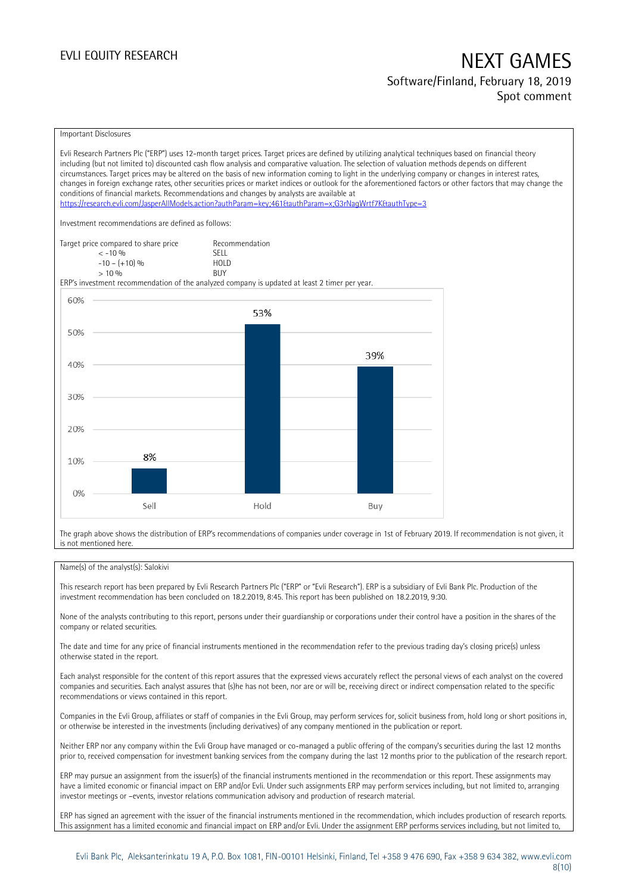Important Disclosures

Evli Research Partners Plc ("ERP") uses 12-month target prices. Target prices are defined by utilizing analytical techniques based on financial theory including (but not limited to) discounted cash flow analysis and comparative valuation. The selection of valuation methods depends on different circumstances. Target prices may be altered on the basis of new information coming to light in the underlying company or changes in interest rates, changes in foreign exchange rates, other securities prices or market indices or outlook for the aforementioned factors or other factors that may change the conditions of financial markets. Recommendations and changes by analysts are available at https://research.evli.com/JasperAllModels.action?authParam=key;461&authParam=x;G3rNagWrtf7K&authType=3

Investment recommendations are defined as follows:

| Target price compared to share price | Recommendation |
|---|---|
| < -10 % | SELL |
| -10 – (+10) % | HOLD |
| > 10 % | BUY |

ERP's investment recommendation of the analyzed company is updated at least 2 timer per year.

| | Sell | Hold | Buy |
|---|---|---|---|
| Share of recommendations | 8% | 53% | 39% |

The graph above shows the distribution of ERP's recommendations of companies under coverage in 1st of February 2019. If recommendation is not given, it is not mentioned here.

Name(s) of the analyst(s): Salokivi

This research report has been prepared by Evli Research Partners Plc ("ERP" or "Evli Research"). ERP is a subsidiary of Evli Bank Plc. Production of the investment recommendation has been concluded on 18.2.2019, 8:45. This report has been published on 18.2.2019, 9:30.

None of the analysts contributing to this report, persons under their guardianship or corporations under their control have a position in the shares of the company or related securities.

The date and time for any price of financial instruments mentioned in the recommendation refer to the previous trading day's closing price(s) unless otherwise stated in the report.

Each analyst responsible for the content of this report assures that the expressed views accurately reflect the personal views of each analyst on the covered companies and securities. Each analyst assures that (s)he has not been, nor are or will be, receiving direct or indirect compensation related to the specific recommendations or views contained in this report.

Companies in the Evli Group, affiliates or staff of companies in the Evli Group, may perform services for, solicit business from, hold long or short positions in, or otherwise be interested in the investments (including derivatives) of any company mentioned in the publication or report.

Neither ERP nor any company within the Evli Group have managed or co-managed a public offering of the company's securities during the last 12 months prior to, received compensation for investment banking services from the company during the last 12 months prior to the publication of the research report.

ERP may pursue an assignment from the issuer(s) of the financial instruments mentioned in the recommendation or this report. These assignments may have a limited economic or financial impact on ERP and/or Evli. Under such assignments ERP may perform services including, but not limited to, arranging investor meetings or –events, investor relations communication advisory and production of research material.

ERP has signed an agreement with the issuer of the financial instruments mentioned in the recommendation, which includes production of research reports. This assignment has a limited economic and financial impact on ERP and/or Evli. Under the assignment ERP performs services including, but not limited to,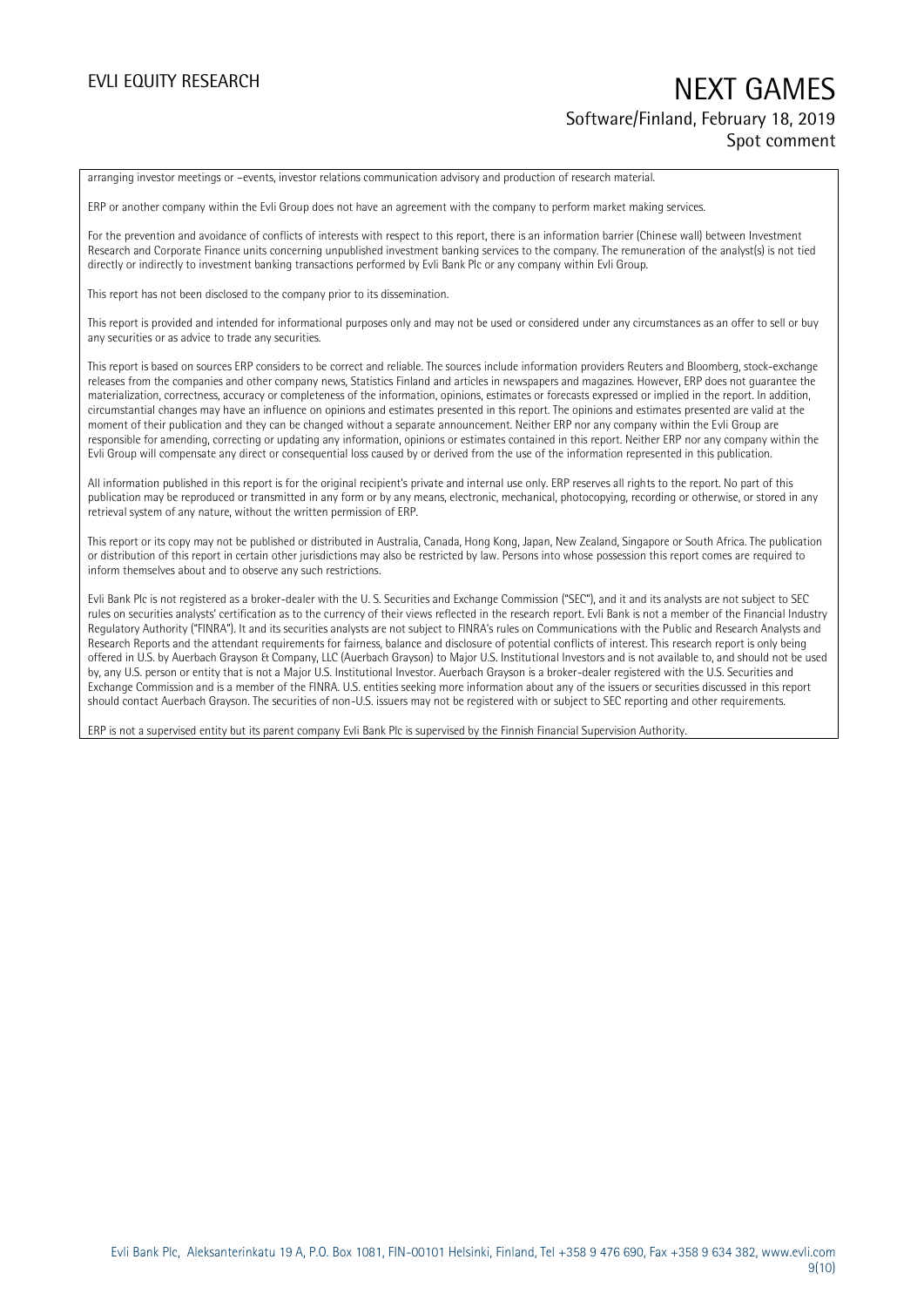arranging investor meetings or –events, investor relations communication advisory and production of research material.

ERP or another company within the Evli Group does not have an agreement with the company to perform market making services.

For the prevention and avoidance of conflicts of interests with respect to this report, there is an information barrier (Chinese wall) between Investment Research and Corporate Finance units concerning unpublished investment banking services to the company. The remuneration of the analyst(s) is not tied directly or indirectly to investment banking transactions performed by Evli Bank Plc or any company within Evli Group.

This report has not been disclosed to the company prior to its dissemination.

This report is provided and intended for informational purposes only and may not be used or considered under any circumstances as an offer to sell or buy any securities or as advice to trade any securities.

This report is based on sources ERP considers to be correct and reliable. The sources include information providers Reuters and Bloomberg, stock-exchange releases from the companies and other company news, Statistics Finland and articles in newspapers and magazines. However, ERP does not guarantee the materialization, correctness, accuracy or completeness of the information, opinions, estimates or forecasts expressed or implied in the report. In addition, circumstantial changes may have an influence on opinions and estimates presented in this report. The opinions and estimates presented are valid at the moment of their publication and they can be changed without a separate announcement. Neither ERP nor any company within the Evli Group are responsible for amending, correcting or updating any information, opinions or estimates contained in this report. Neither ERP nor any company within the Evli Group will compensate any direct or consequential loss caused by or derived from the use of the information represented in this publication.

All information published in this report is for the original recipient's private and internal use only. ERP reserves all rights to the report. No part of this publication may be reproduced or transmitted in any form or by any means, electronic, mechanical, photocopying, recording or otherwise, or stored in any retrieval system of any nature, without the written permission of ERP.

This report or its copy may not be published or distributed in Australia, Canada, Hong Kong, Japan, New Zealand, Singapore or South Africa. The publication or distribution of this report in certain other jurisdictions may also be restricted by law. Persons into whose possession this report comes are required to inform themselves about and to observe any such restrictions.

Evli Bank Plc is not registered as a broker-dealer with the U. S. Securities and Exchange Commission ("SEC"), and it and its analysts are not subject to SEC rules on securities analysts' certification as to the currency of their views reflected in the research report. Evli Bank is not a member of the Financial Industry Regulatory Authority ("FINRA"). It and its securities analysts are not subject to FINRA's rules on Communications with the Public and Research Analysts and Research Reports and the attendant requirements for fairness, balance and disclosure of potential conflicts of interest. This research report is only being offered in U.S. by Auerbach Grayson & Company, LLC (Auerbach Grayson) to Major U.S. Institutional Investors and is not available to, and should not be used by, any U.S. person or entity that is not a Major U.S. Institutional Investor. Auerbach Grayson is a broker-dealer registered with the U.S. Securities and Exchange Commission and is a member of the FINRA. U.S. entities seeking more information about any of the issuers or securities discussed in this report should contact Auerbach Grayson. The securities of non-U.S. issuers may not be registered with or subject to SEC reporting and other requirements.

ERP is not a supervised entity but its parent company Evli Bank Plc is supervised by the Finnish Financial Supervision Authority.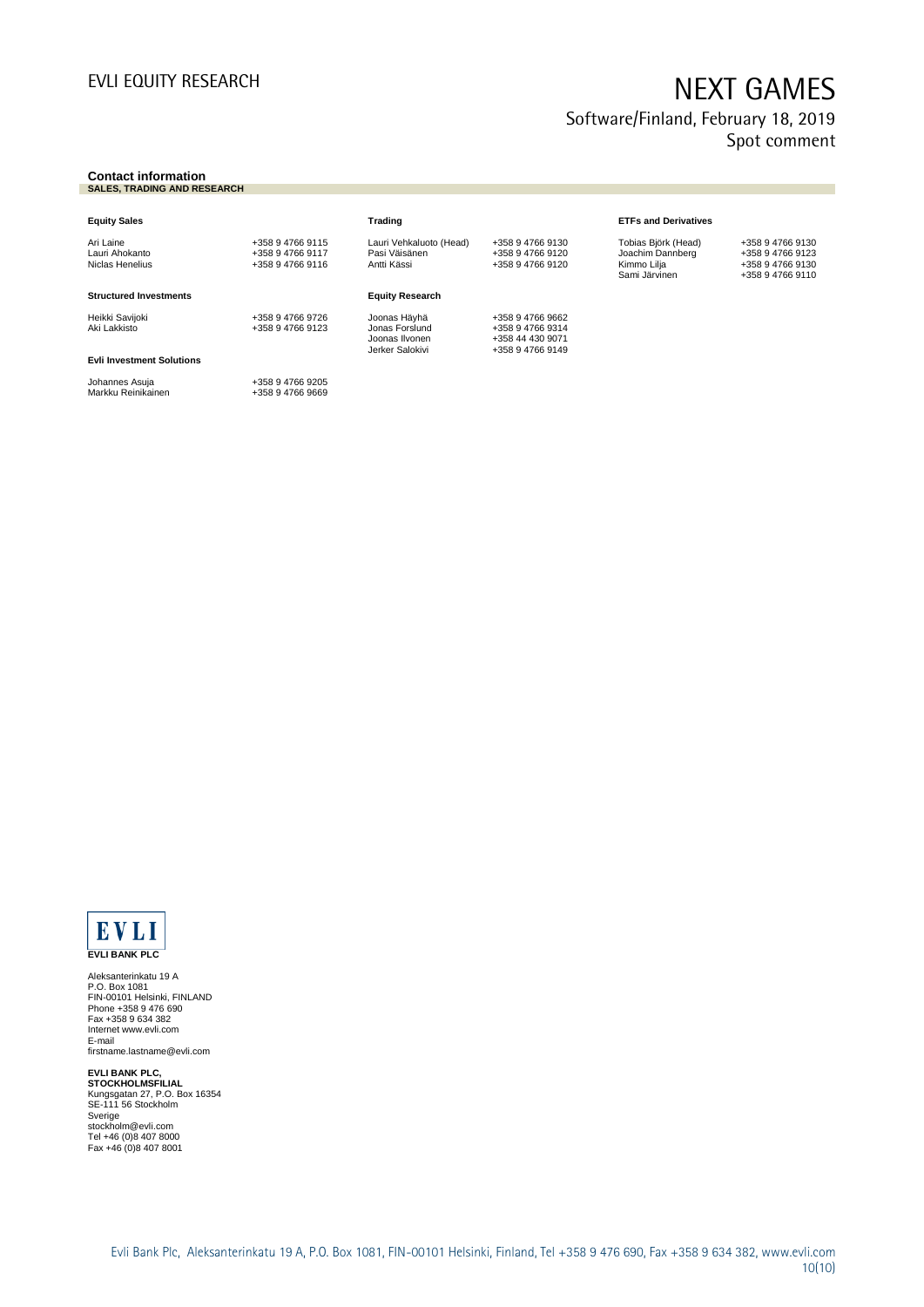## Contact information

**SALES, TRADING AND RESEARCH**

**Equity Sales**

| | |
|---|---|
| Ari Laine | +358 9 4766 9115 |
| Lauri Ahokanto | +358 9 4766 9117 |
| Niclas Henelius | +358 9 4766 9116 |

**Structured Investments**

| | |
|---|---|
| Heikki Savijoki | +358 9 4766 9726 |
| Aki Lakkisto | +358 9 4766 9123 |

**Evli Investment Solutions**

| | |
|---|---|
| Johannes Asuja | +358 9 4766 9205 |
| Markku Reinikainen | +358 9 4766 9669 |

**Trading**

| | |
|---|---|
| Lauri Vehkaluoto (Head) | +358 9 4766 9130 |
| Pasi Väisänen | +358 9 4766 9120 |
| Antti Kässi | +358 9 4766 9120 |

**Equity Research**

| | |
|---|---|
| Joonas Häyhä | +358 9 4766 9662 |
| Jonas Forslund | +358 9 4766 9314 |
| Joonas Ilvonen | +358 44 430 9071 |
| Jerker Salokivi | +358 9 4766 9149 |

**ETFs and Derivatives**

| | |
|---|---|
| Tobias Björk (Head) | +358 9 4766 9130 |
| Joachim Dannberg | +358 9 4766 9123 |
| Kimmo Lilja | +358 9 4766 9130 |
| Sami Järvinen | +358 9 4766 9110 |

**EVLI BANK PLC**

Aleksanterinkatu 19 A
P.O. Box 1081
FIN-00101 Helsinki, FINLAND
Phone +358 9 476 690
Fax +358 9 634 382
Internet www.evli.com
E-mail
firstname.lastname@evli.com

**EVLI BANK PLC, STOCKHOLMSFILIAL**
Kungsgatan 27, P.O. Box 16354
SE-111 56 Stockholm
Sverige
stockholm@evli.com
Tel +46 (0)8 407 8000
Fax +46 (0)8 407 8001